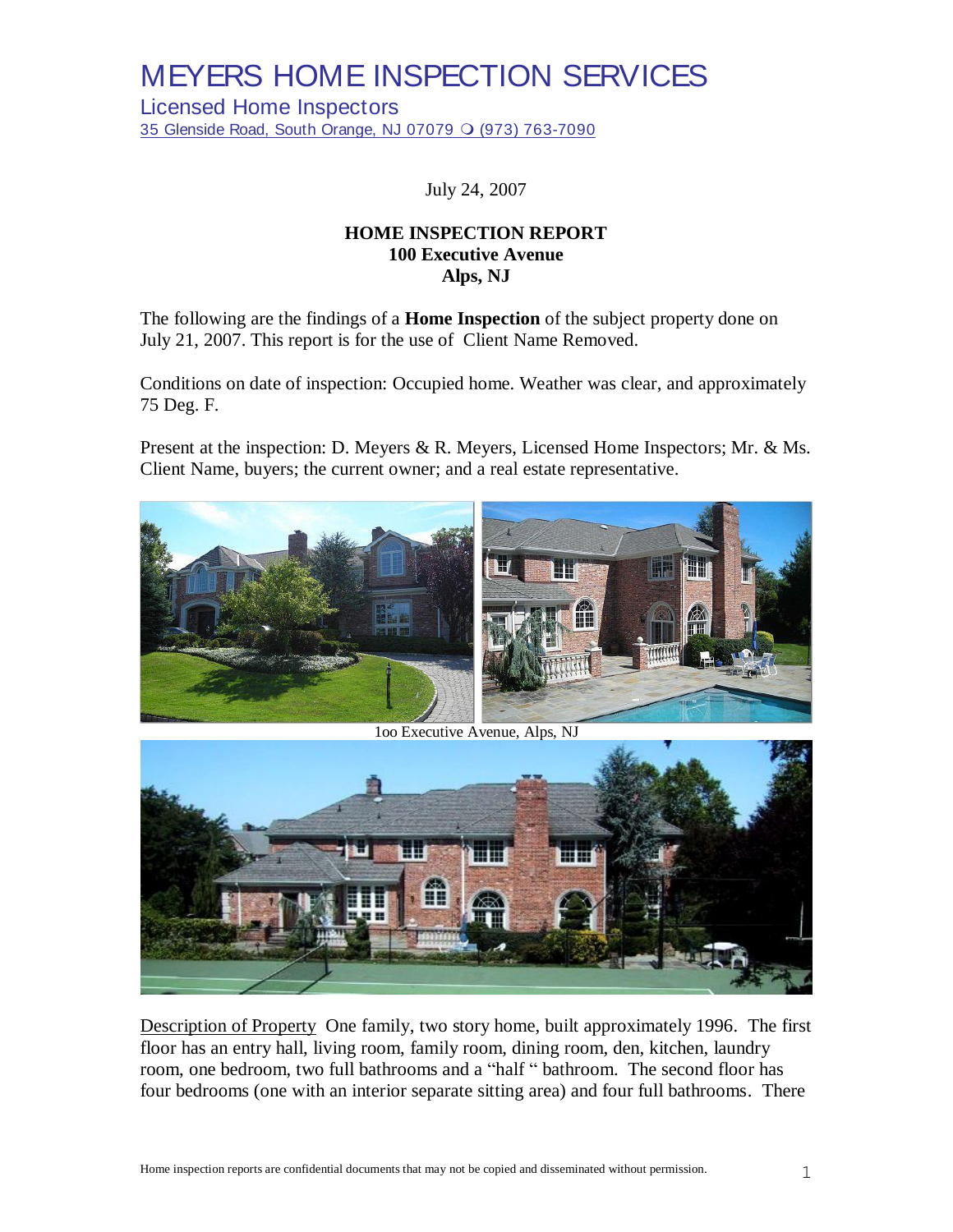# MEYERS HOME INSPECTION SERVICES

Licensed Home Inspectors

35 Glenside Road, South Orange, NJ 07079 ❍ (973) 763-7090

July 24, 2007

**HOME INSPECTION REPORT**
**100 Executive Avenue**
**Alps, NJ**

The following are the findings of a **Home Inspection** of the subject property done on July 21, 2007. This report is for the use of Client Name Removed.

Conditions on date of inspection: Occupied home. Weather was clear, and approximately 75 Deg. F.

Present at the inspection: D. Meyers & R. Meyers, Licensed Home Inspectors; Mr. & Ms. Client Name, buyers; the current owner; and a real estate representative.

1oo Executive Avenue, Alps, NJ

Description of Property One family, two story home, built approximately 1996. The first floor has an entry hall, living room, family room, dining room, den, kitchen, laundry room, one bedroom, two full bathrooms and a "half " bathroom. The second floor has four bedrooms (one with an interior separate sitting area) and four full bathrooms. There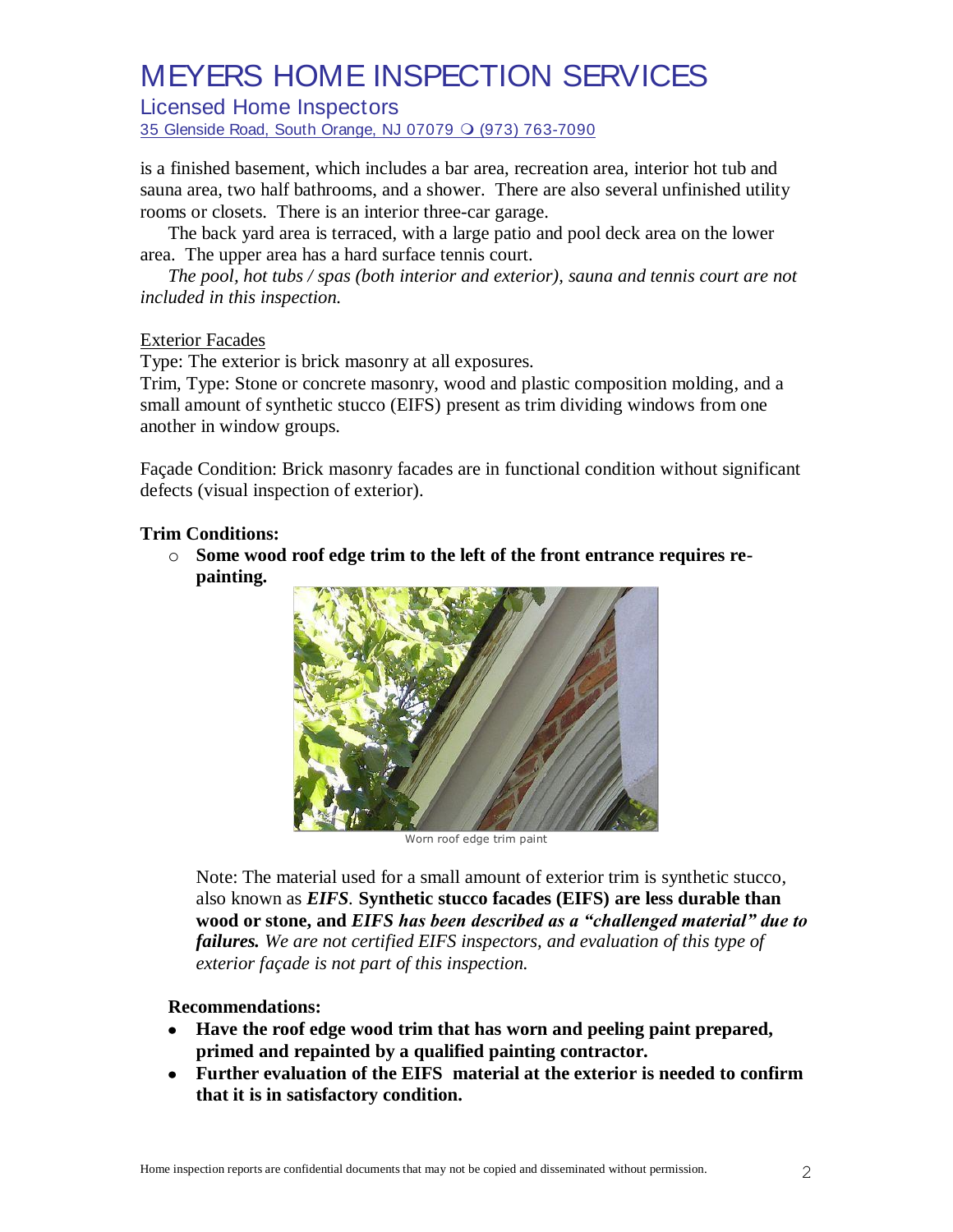is a finished basement, which includes a bar area, recreation area, interior hot tub and sauna area, two half bathrooms, and a shower. There are also several unfinished utility rooms or closets. There is an interior three-car garage.

The back yard area is terraced, with a large patio and pool deck area on the lower area. The upper area has a hard surface tennis court.

*The pool, hot tubs / spas (both interior and exterior), sauna and tennis court are not included in this inspection.*

Exterior Facades

Type: The exterior is brick masonry at all exposures.

Trim, Type: Stone or concrete masonry, wood and plastic composition molding, and a small amount of synthetic stucco (EIFS) present as trim dividing windows from one another in window groups.

Façade Condition: Brick masonry facades are in functional condition without significant defects (visual inspection of exterior).

**Trim Conditions:**

- **Some wood roof edge trim to the left of the front entrance requires re-painting.**

Worn roof edge trim paint

Note: The material used for a small amount of exterior trim is synthetic stucco, also known as ***EIFS***. **Synthetic stucco facades (EIFS) are less durable than wood or stone, and *EIFS has been described as a "challenged material" due to failures.*** *We are not certified EIFS inspectors, and evaluation of this type of exterior façade is not part of this inspection.*

**Recommendations:**

- **Have the roof edge wood trim that has worn and peeling paint prepared, primed and repainted by a qualified painting contractor.**
- **Further evaluation of the EIFS material at the exterior is needed to confirm that it is in satisfactory condition.**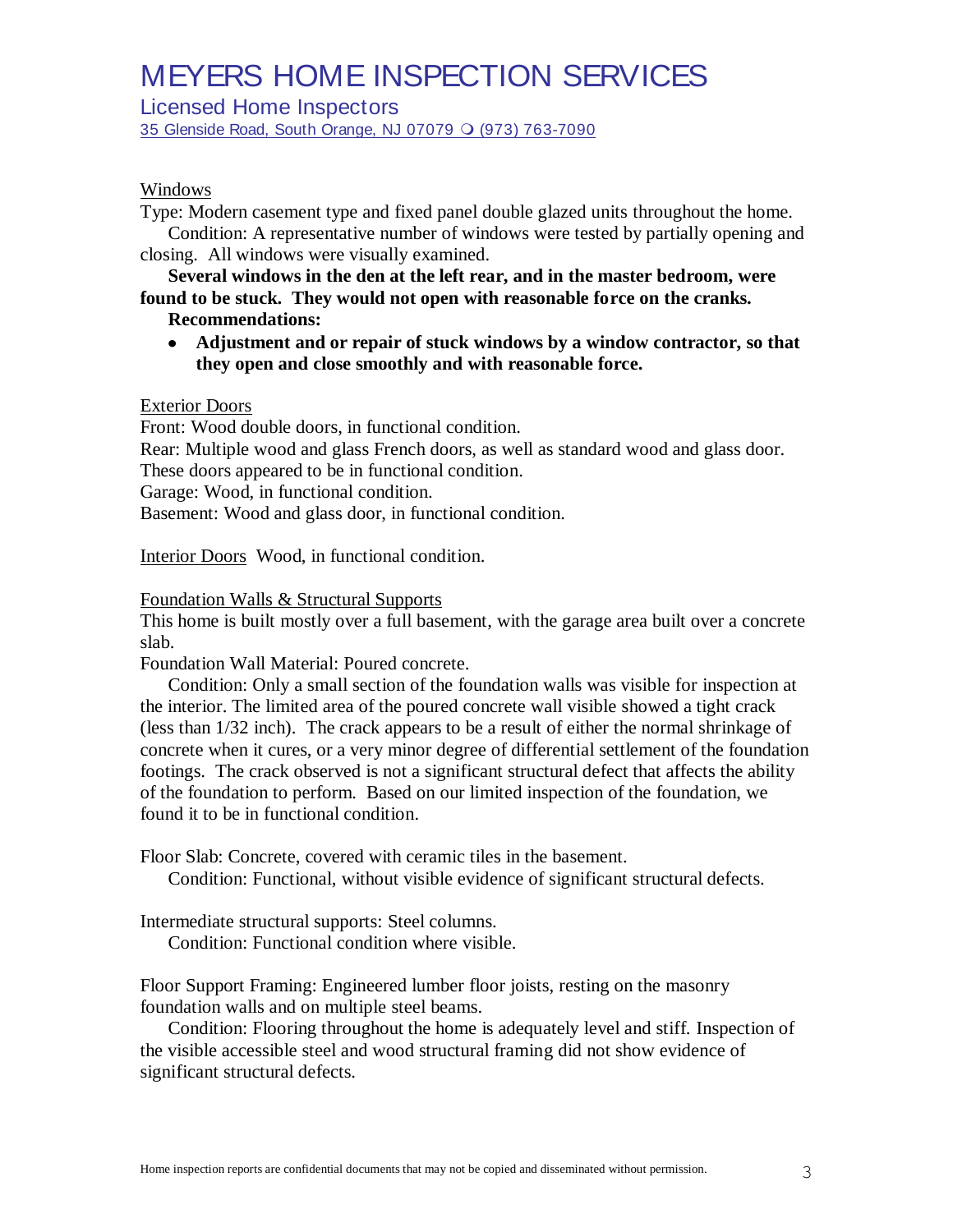Windows

Type: Modern casement type and fixed panel double glazed units throughout the home.

Condition: A representative number of windows were tested by partially opening and closing. All windows were visually examined.

**Several windows in the den at the left rear, and in the master bedroom, were found to be stuck. They would not open with reasonable force on the cranks.**

**Recommendations:**

- **Adjustment and or repair of stuck windows by a window contractor, so that they open and close smoothly and with reasonable force.**

Exterior Doors

Front: Wood double doors, in functional condition.

Rear: Multiple wood and glass French doors, as well as standard wood and glass door. These doors appeared to be in functional condition.

Garage: Wood, in functional condition.

Basement: Wood and glass door, in functional condition.

Interior Doors Wood, in functional condition.

Foundation Walls & Structural Supports

This home is built mostly over a full basement, with the garage area built over a concrete slab.

Foundation Wall Material: Poured concrete.

Condition: Only a small section of the foundation walls was visible for inspection at the interior. The limited area of the poured concrete wall visible showed a tight crack (less than 1/32 inch). The crack appears to be a result of either the normal shrinkage of concrete when it cures, or a very minor degree of differential settlement of the foundation footings. The crack observed is not a significant structural defect that affects the ability of the foundation to perform. Based on our limited inspection of the foundation, we found it to be in functional condition.

Floor Slab: Concrete, covered with ceramic tiles in the basement.

Condition: Functional, without visible evidence of significant structural defects.

Intermediate structural supports: Steel columns.

Condition: Functional condition where visible.

Floor Support Framing: Engineered lumber floor joists, resting on the masonry foundation walls and on multiple steel beams.

Condition: Flooring throughout the home is adequately level and stiff. Inspection of the visible accessible steel and wood structural framing did not show evidence of significant structural defects.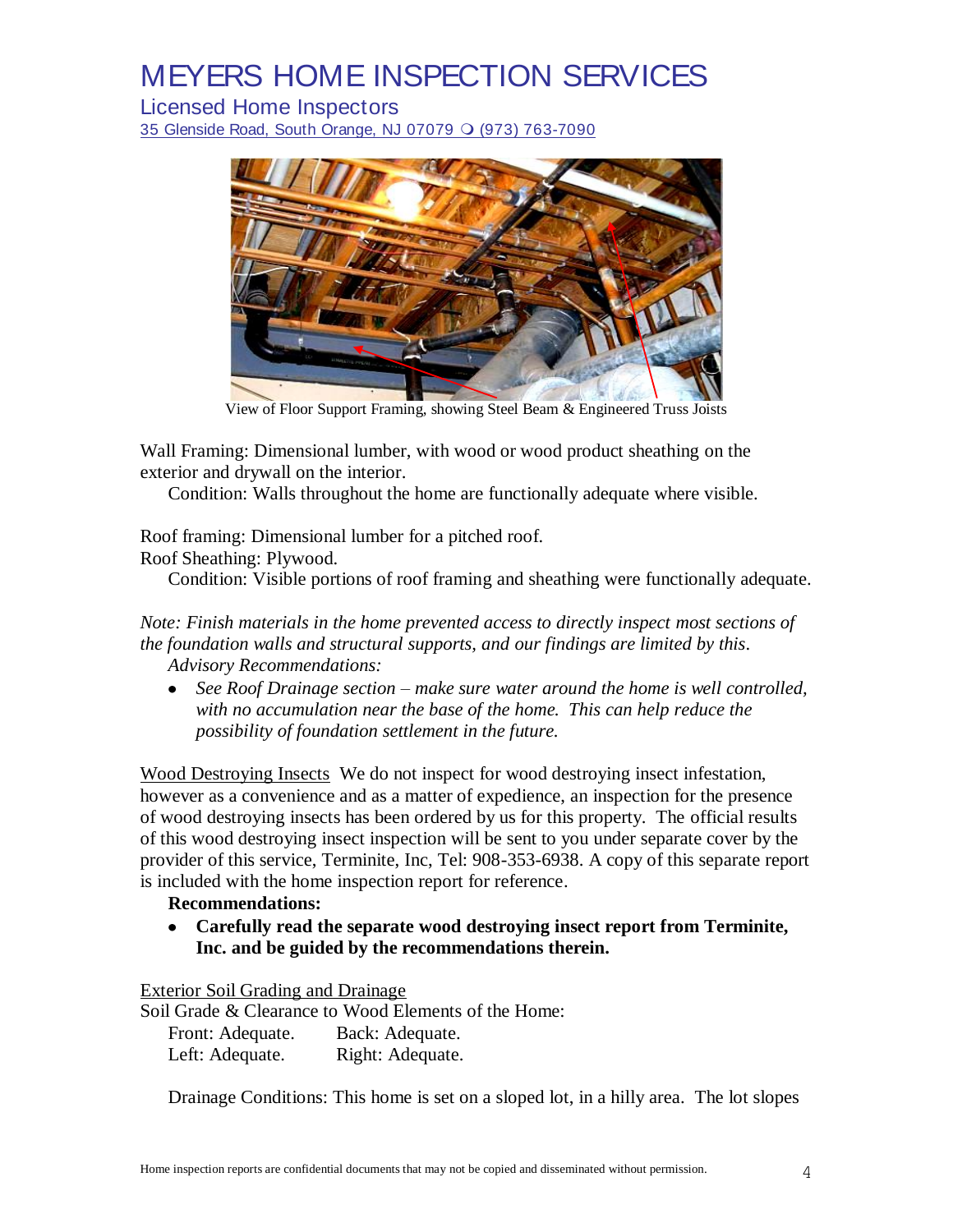View of Floor Support Framing, showing Steel Beam & Engineered Truss Joists

Wall Framing: Dimensional lumber, with wood or wood product sheathing on the exterior and drywall on the interior.

Condition: Walls throughout the home are functionally adequate where visible.

Roof framing: Dimensional lumber for a pitched roof.
Roof Sheathing: Plywood.

Condition: Visible portions of roof framing and sheathing were functionally adequate.

*Note: Finish materials in the home prevented access to directly inspect most sections of the foundation walls and structural supports, and our findings are limited by this.*

*Advisory Recommendations:*

- *See Roof Drainage section – make sure water around the home is well controlled, with no accumulation near the base of the home. This can help reduce the possibility of foundation settlement in the future.*

Wood Destroying Insects We do not inspect for wood destroying insect infestation, however as a convenience and as a matter of expedience, an inspection for the presence of wood destroying insects has been ordered by us for this property. The official results of this wood destroying insect inspection will be sent to you under separate cover by the provider of this service, Terminite, Inc, Tel: 908-353-6938. A copy of this separate report is included with the home inspection report for reference.

**Recommendations:**

- **Carefully read the separate wood destroying insect report from Terminite, Inc. and be guided by the recommendations therein.**

Exterior Soil Grading and Drainage

Soil Grade & Clearance to Wood Elements of the Home:

Front: Adequate. Back: Adequate.
Left: Adequate. Right: Adequate.

Drainage Conditions: This home is set on a sloped lot, in a hilly area. The lot slopes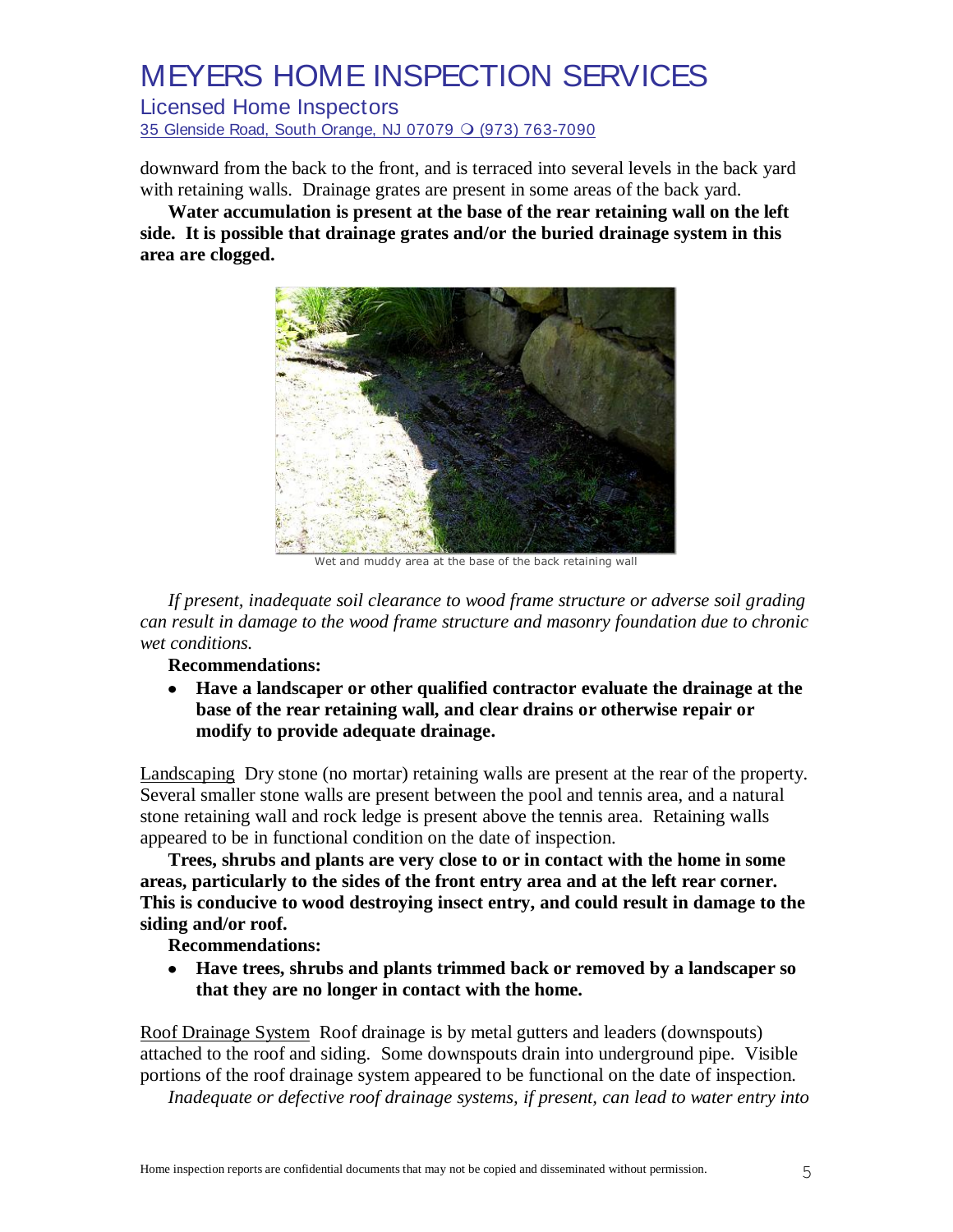downward from the back to the front, and is terraced into several levels in the back yard with retaining walls. Drainage grates are present in some areas of the back yard.

**Water accumulation is present at the base of the rear retaining wall on the left side. It is possible that drainage grates and/or the buried drainage system in this area are clogged.**

Wet and muddy area at the base of the back retaining wall

*If present, inadequate soil clearance to wood frame structure or adverse soil grading can result in damage to the wood frame structure and masonry foundation due to chronic wet conditions.*

**Recommendations:**

- **Have a landscaper or other qualified contractor evaluate the drainage at the base of the rear retaining wall, and clear drains or otherwise repair or modify to provide adequate drainage.**

<u>Landscaping</u> Dry stone (no mortar) retaining walls are present at the rear of the property. Several smaller stone walls are present between the pool and tennis area, and a natural stone retaining wall and rock ledge is present above the tennis area. Retaining walls appeared to be in functional condition on the date of inspection.

**Trees, shrubs and plants are very close to or in contact with the home in some areas, particularly to the sides of the front entry area and at the left rear corner. This is conducive to wood destroying insect entry, and could result in damage to the siding and/or roof.**

**Recommendations:**

- **Have trees, shrubs and plants trimmed back or removed by a landscaper so that they are no longer in contact with the home.**

<u>Roof Drainage System</u> Roof drainage is by metal gutters and leaders (downspouts) attached to the roof and siding. Some downspouts drain into underground pipe. Visible portions of the roof drainage system appeared to be functional on the date of inspection.

*Inadequate or defective roof drainage systems, if present, can lead to water entry into*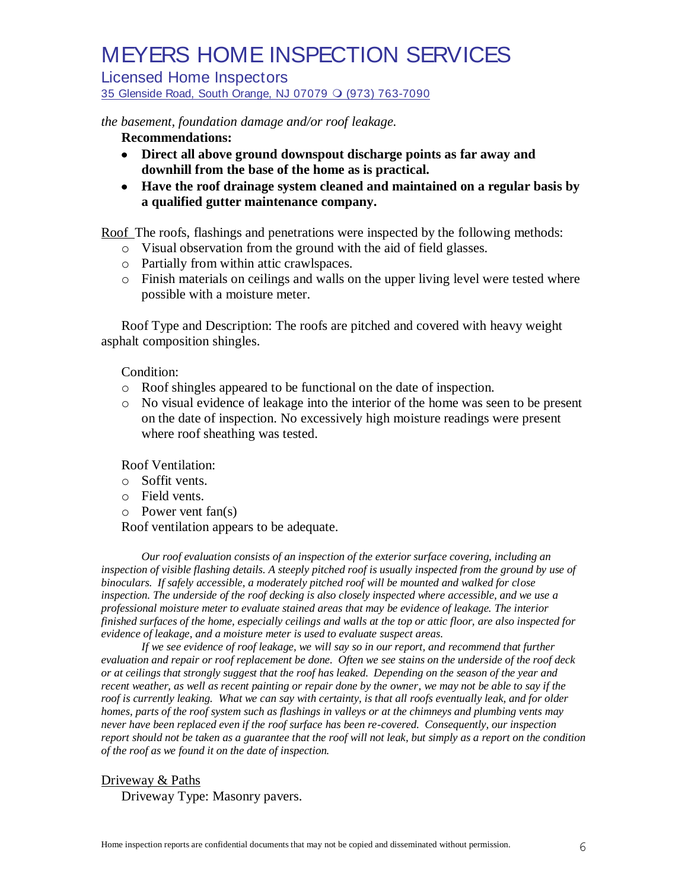*the basement, foundation damage and/or roof leakage.*

**Recommendations:**

- **Direct all above ground downspout discharge points as far away and downhill from the base of the home as is practical.**
- **Have the roof drainage system cleaned and maintained on a regular basis by a qualified gutter maintenance company.**

<u>Roof</u> The roofs, flashings and penetrations were inspected by the following methods:

- Visual observation from the ground with the aid of field glasses.
- Partially from within attic crawlspaces.
- Finish materials on ceilings and walls on the upper living level were tested where possible with a moisture meter.

Roof Type and Description: The roofs are pitched and covered with heavy weight asphalt composition shingles.

Condition:

- Roof shingles appeared to be functional on the date of inspection.
- No visual evidence of leakage into the interior of the home was seen to be present on the date of inspection. No excessively high moisture readings were present where roof sheathing was tested.

Roof Ventilation:

- Soffit vents.
- Field vents.
- Power vent fan(s)

Roof ventilation appears to be adequate.

*Our roof evaluation consists of an inspection of the exterior surface covering, including an inspection of visible flashing details. A steeply pitched roof is usually inspected from the ground by use of binoculars. If safely accessible, a moderately pitched roof will be mounted and walked for close inspection. The underside of the roof decking is also closely inspected where accessible, and we use a professional moisture meter to evaluate stained areas that may be evidence of leakage. The interior finished surfaces of the home, especially ceilings and walls at the top or attic floor, are also inspected for evidence of leakage, and a moisture meter is used to evaluate suspect areas.*

*If we see evidence of roof leakage, we will say so in our report, and recommend that further evaluation and repair or roof replacement be done. Often we see stains on the underside of the roof deck or at ceilings that strongly suggest that the roof has leaked. Depending on the season of the year and recent weather, as well as recent painting or repair done by the owner, we may not be able to say if the roof is currently leaking. What we can say with certainty, is that all roofs eventually leak, and for older homes, parts of the roof system such as flashings in valleys or at the chimneys and plumbing vents may never have been replaced even if the roof surface has been re-covered. Consequently, our inspection report should not be taken as a guarantee that the roof will not leak, but simply as a report on the condition of the roof as we found it on the date of inspection.*

<u>Driveway & Paths</u>

Driveway Type: Masonry pavers.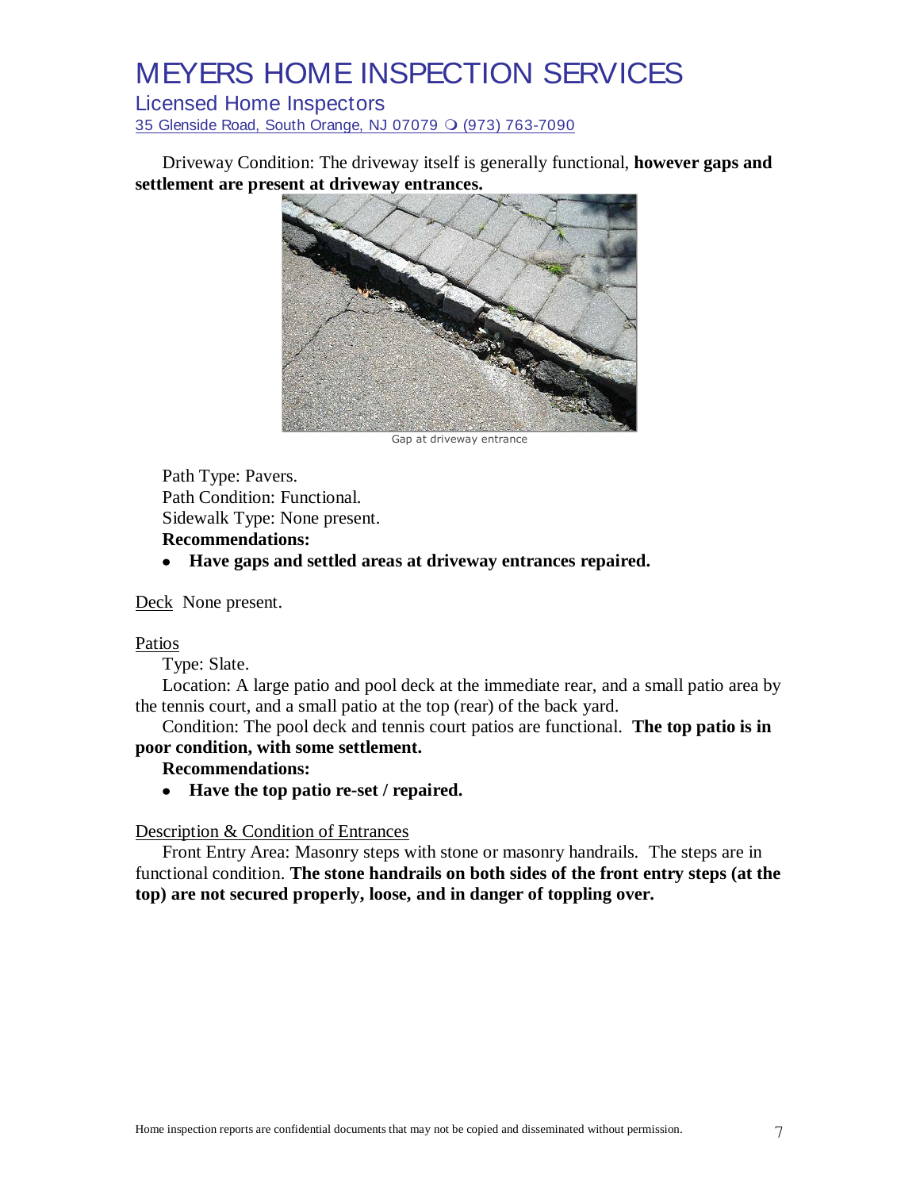Driveway Condition: The driveway itself is generally functional, **however gaps and settlement are present at driveway entrances.**

Gap at driveway entrance

Path Type: Pavers.
Path Condition: Functional.
Sidewalk Type: None present.
**Recommendations:**

- **Have gaps and settled areas at driveway entrances repaired.**

Deck None present.

Patios

Type: Slate.
Location: A large patio and pool deck at the immediate rear, and a small patio area by the tennis court, and a small patio at the top (rear) of the back yard.
Condition: The pool deck and tennis court patios are functional. **The top patio is in poor condition, with some settlement.**
**Recommendations:**

- **Have the top patio re-set / repaired.**

Description & Condition of Entrances

Front Entry Area: Masonry steps with stone or masonry handrails. The steps are in functional condition. **The stone handrails on both sides of the front entry steps (at the top) are not secured properly, loose, and in danger of toppling over.**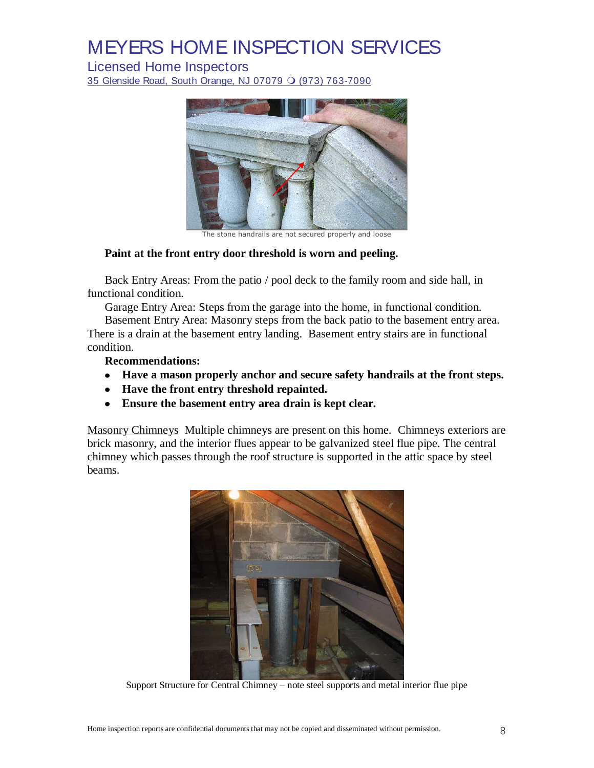The stone handrails are not secured properly and loose

**Paint at the front entry door threshold is worn and peeling.**

Back Entry Areas: From the patio / pool deck to the family room and side hall, in functional condition.

Garage Entry Area: Steps from the garage into the home, in functional condition.

Basement Entry Area: Masonry steps from the back patio to the basement entry area. There is a drain at the basement entry landing. Basement entry stairs are in functional condition.

**Recommendations:**

- **Have a mason properly anchor and secure safety handrails at the front steps.**
- **Have the front entry threshold repainted.**
- **Ensure the basement entry area drain is kept clear.**

Masonry Chimneys Multiple chimneys are present on this home. Chimneys exteriors are brick masonry, and the interior flues appear to be galvanized steel flue pipe. The central chimney which passes through the roof structure is supported in the attic space by steel beams.

Support Structure for Central Chimney – note steel supports and metal interior flue pipe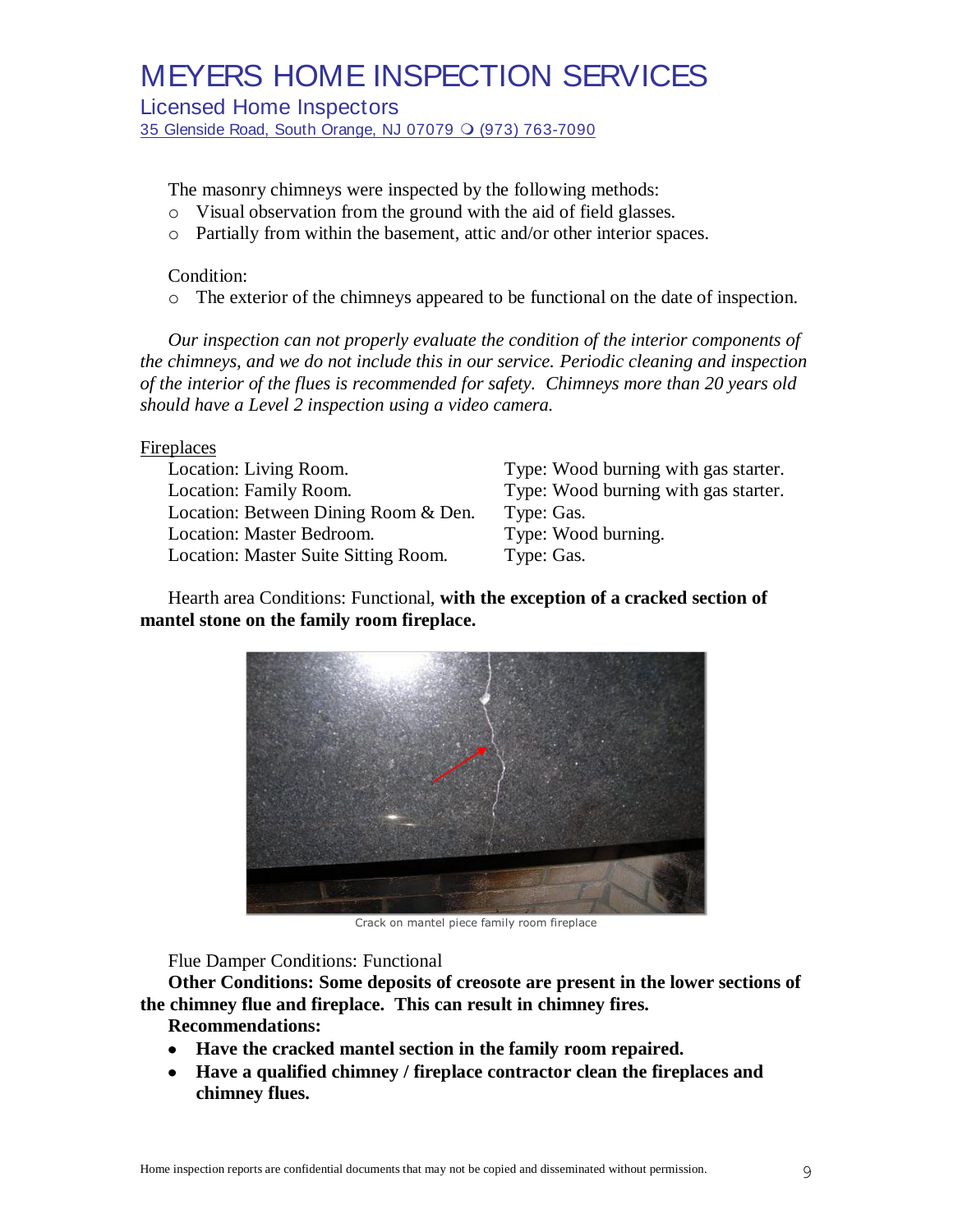The masonry chimneys were inspected by the following methods:

- Visual observation from the ground with the aid of field glasses.
- Partially from within the basement, attic and/or other interior spaces.

Condition:

- The exterior of the chimneys appeared to be functional on the date of inspection.

*Our inspection can not properly evaluate the condition of the interior components of the chimneys, and we do not include this in our service. Periodic cleaning and inspection of the interior of the flues is recommended for safety. Chimneys more than 20 years old should have a Level 2 inspection using a video camera.*

Fireplaces

| Location | Type |
|---|---|
| Location: Living Room. | Type: Wood burning with gas starter. |
| Location: Family Room. | Type: Wood burning with gas starter. |
| Location: Between Dining Room & Den. | Type: Gas. |
| Location: Master Bedroom. | Type: Wood burning. |
| Location: Master Suite Sitting Room. | Type: Gas. |

Hearth area Conditions: Functional, **with the exception of a cracked section of mantel stone on the family room fireplace.**

Crack on mantel piece family room fireplace

Flue Damper Conditions: Functional

**Other Conditions: Some deposits of creosote are present in the lower sections of the chimney flue and fireplace. This can result in chimney fires.**

**Recommendations:**

- **Have the cracked mantel section in the family room repaired.**
- **Have a qualified chimney / fireplace contractor clean the fireplaces and chimney flues.**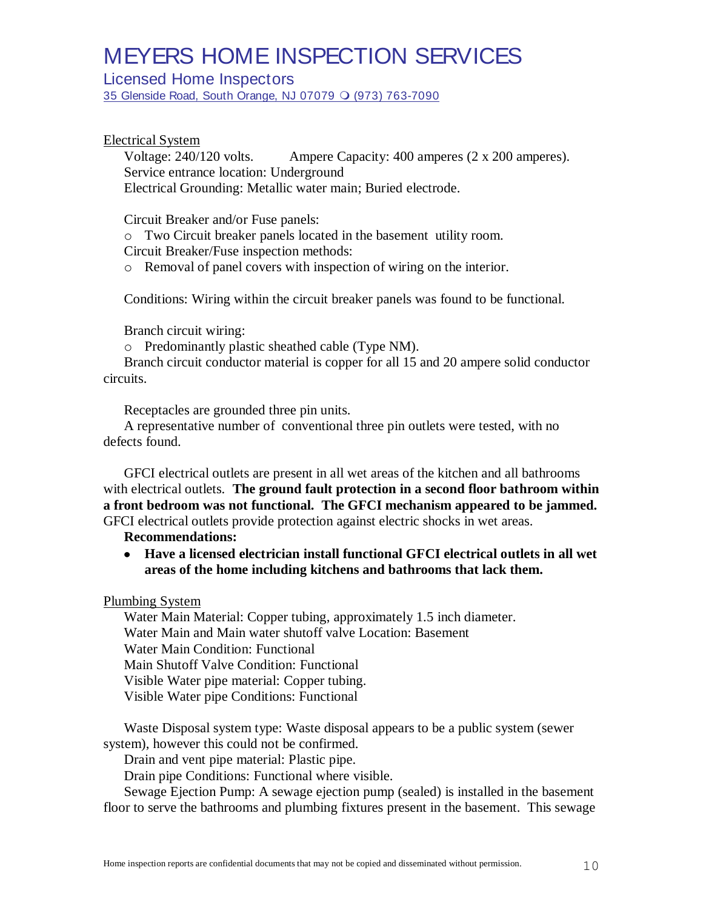Electrical System

Voltage: 240/120 volts. Ampere Capacity: 400 amperes (2 x 200 amperes).
Service entrance location: Underground
Electrical Grounding: Metallic water main; Buried electrode.

Circuit Breaker and/or Fuse panels:

- Two Circuit breaker panels located in the basement utility room.

Circuit Breaker/Fuse inspection methods:

- Removal of panel covers with inspection of wiring on the interior.

Conditions: Wiring within the circuit breaker panels was found to be functional.

Branch circuit wiring:

- Predominantly plastic sheathed cable (Type NM).

Branch circuit conductor material is copper for all 15 and 20 ampere solid conductor circuits.

Receptacles are grounded three pin units.
A representative number of conventional three pin outlets were tested, with no defects found.

GFCI electrical outlets are present in all wet areas of the kitchen and all bathrooms with electrical outlets. **The ground fault protection in a second floor bathroom within a front bedroom was not functional. The GFCI mechanism appeared to be jammed.** GFCI electrical outlets provide protection against electric shocks in wet areas.

**Recommendations:**

- **Have a licensed electrician install functional GFCI electrical outlets in all wet areas of the home including kitchens and bathrooms that lack them.**

Plumbing System

Water Main Material: Copper tubing, approximately 1.5 inch diameter.
Water Main and Main water shutoff valve Location: Basement
Water Main Condition: Functional
Main Shutoff Valve Condition: Functional
Visible Water pipe material: Copper tubing.
Visible Water pipe Conditions: Functional

Waste Disposal system type: Waste disposal appears to be a public system (sewer system), however this could not be confirmed.
Drain and vent pipe material: Plastic pipe.
Drain pipe Conditions: Functional where visible.
Sewage Ejection Pump: A sewage ejection pump (sealed) is installed in the basement floor to serve the bathrooms and plumbing fixtures present in the basement. This sewage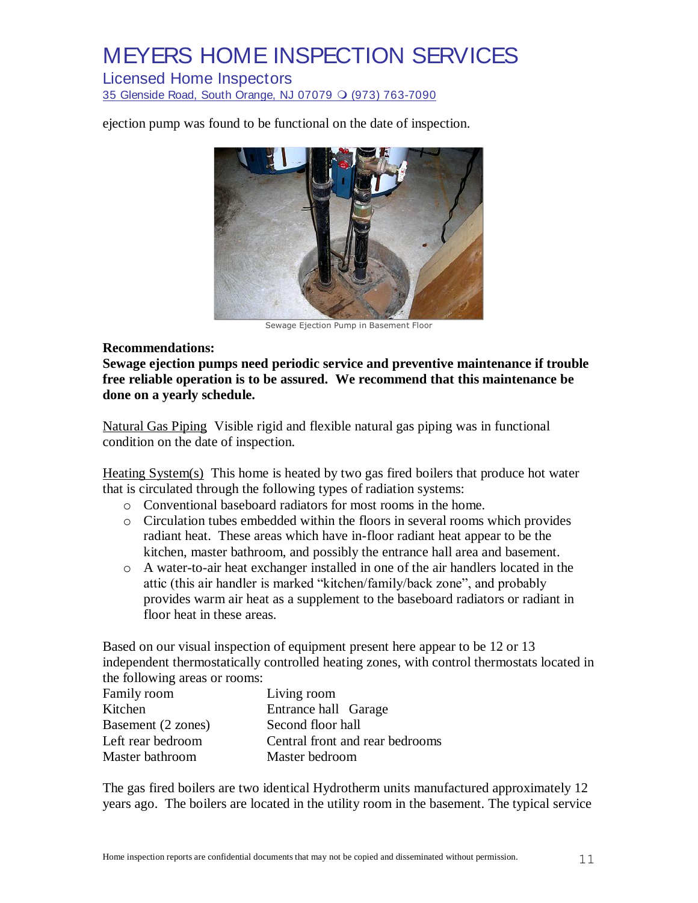ejection pump was found to be functional on the date of inspection.

Sewage Ejection Pump in Basement Floor

**Recommendations:**

**Sewage ejection pumps need periodic service and preventive maintenance if trouble free reliable operation is to be assured. We recommend that this maintenance be done on a yearly schedule.**

Natural Gas Piping Visible rigid and flexible natural gas piping was in functional condition on the date of inspection.

Heating System(s) This home is heated by two gas fired boilers that produce hot water that is circulated through the following types of radiation systems:

- Conventional baseboard radiators for most rooms in the home.
- Circulation tubes embedded within the floors in several rooms which provides radiant heat. These areas which have in-floor radiant heat appear to be the kitchen, master bathroom, and possibly the entrance hall area and basement.
- A water-to-air heat exchanger installed in one of the air handlers located in the attic (this air handler is marked "kitchen/family/back zone", and probably provides warm air heat as a supplement to the baseboard radiators or radiant in floor heat in these areas.

Based on our visual inspection of equipment present here appear to be 12 or 13 independent thermostatically controlled heating zones, with control thermostats located in the following areas or rooms:

| | |
|---|---|
| Family room | Living room |
| Kitchen | Entrance hall Garage |
| Basement (2 zones) | Second floor hall |
| Left rear bedroom | Central front and rear bedrooms |
| Master bathroom | Master bedroom |

The gas fired boilers are two identical Hydrotherm units manufactured approximately 12 years ago. The boilers are located in the utility room in the basement. The typical service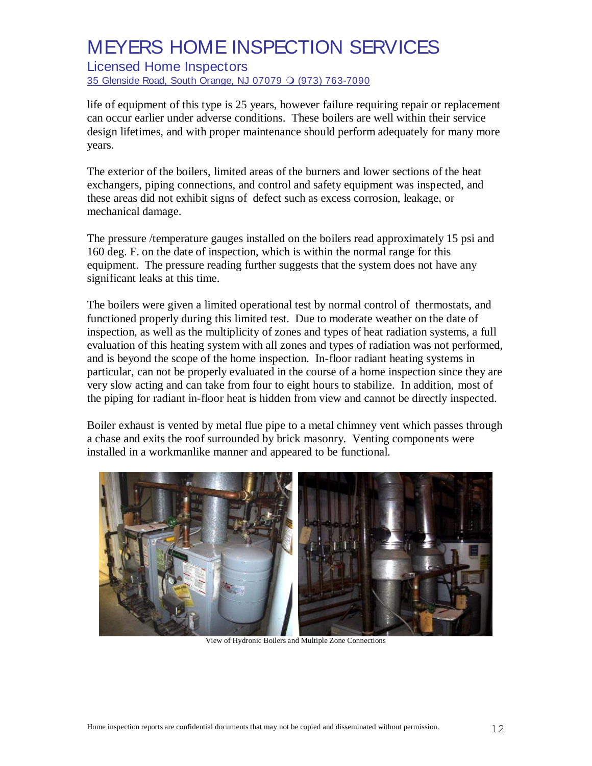life of equipment of this type is 25 years, however failure requiring repair or replacement can occur earlier under adverse conditions. These boilers are well within their service design lifetimes, and with proper maintenance should perform adequately for many more years.

The exterior of the boilers, limited areas of the burners and lower sections of the heat exchangers, piping connections, and control and safety equipment was inspected, and these areas did not exhibit signs of defect such as excess corrosion, leakage, or mechanical damage.

The pressure /temperature gauges installed on the boilers read approximately 15 psi and 160 deg. F. on the date of inspection, which is within the normal range for this equipment. The pressure reading further suggests that the system does not have any significant leaks at this time.

The boilers were given a limited operational test by normal control of thermostats, and functioned properly during this limited test. Due to moderate weather on the date of inspection, as well as the multiplicity of zones and types of heat radiation systems, a full evaluation of this heating system with all zones and types of radiation was not performed, and is beyond the scope of the home inspection. In-floor radiant heating systems in particular, can not be properly evaluated in the course of a home inspection since they are very slow acting and can take from four to eight hours to stabilize. In addition, most of the piping for radiant in-floor heat is hidden from view and cannot be directly inspected.

Boiler exhaust is vented by metal flue pipe to a metal chimney vent which passes through a chase and exits the roof surrounded by brick masonry. Venting components were installed in a workmanlike manner and appeared to be functional.

View of Hydronic Boilers and Multiple Zone Connections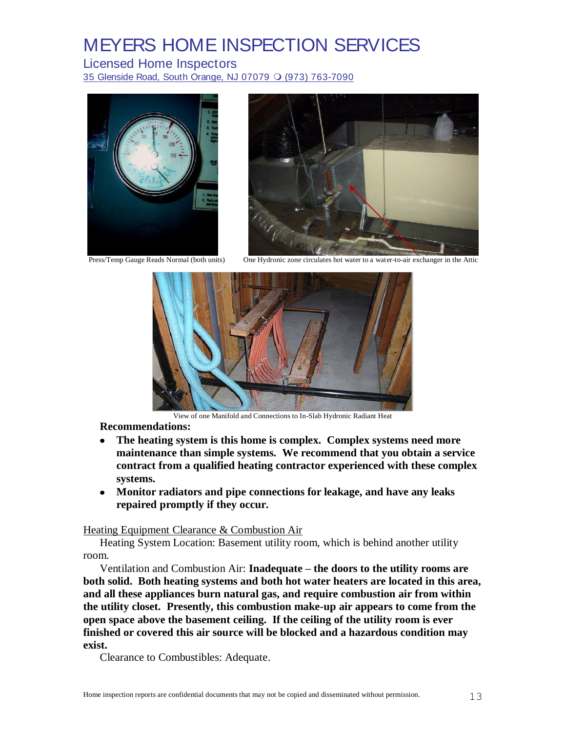Press/Temp Gauge Reads Normal (both units)

One Hydronic zone circulates hot water to a water-to-air exchanger in the Attic

View of one Manifold and Connections to In-Slab Hydronic Radiant Heat

**Recommendations:**

- **The heating system is this home is complex. Complex systems need more maintenance than simple systems. We recommend that you obtain a service contract from a qualified heating contractor experienced with these complex systems.**
- **Monitor radiators and pipe connections for leakage, and have any leaks repaired promptly if they occur.**

Heating Equipment Clearance & Combustion Air

Heating System Location: Basement utility room, which is behind another utility room.

Ventilation and Combustion Air: **Inadequate – the doors to the utility rooms are both solid. Both heating systems and both hot water heaters are located in this area, and all these appliances burn natural gas, and require combustion air from within the utility closet. Presently, this combustion make-up air appears to come from the open space above the basement ceiling. If the ceiling of the utility room is ever finished or covered this air source will be blocked and a hazardous condition may exist.**

Clearance to Combustibles: Adequate.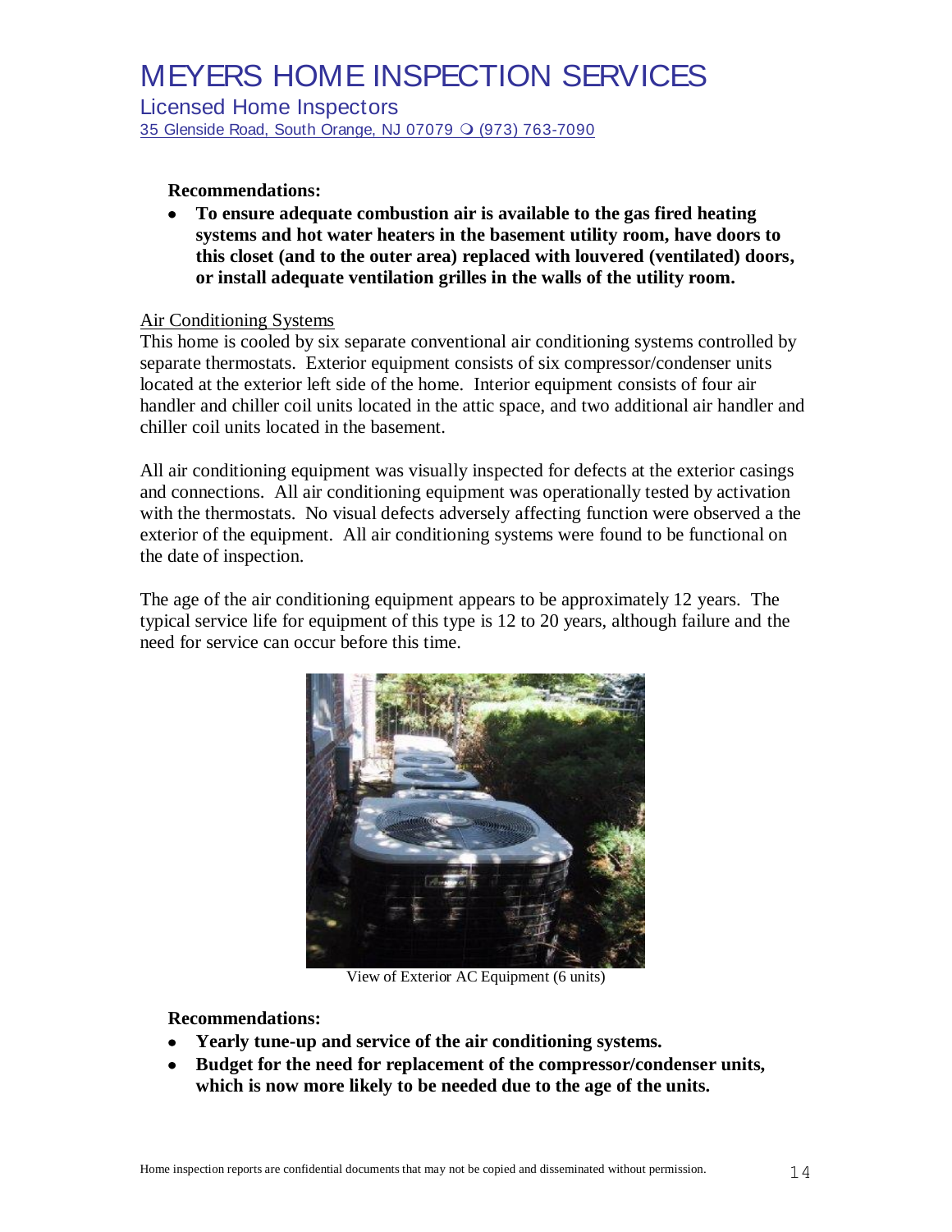**Recommendations:**

- **To ensure adequate combustion air is available to the gas fired heating systems and hot water heaters in the basement utility room, have doors to this closet (and to the outer area) replaced with louvered (ventilated) doors, or install adequate ventilation grilles in the walls of the utility room.**

Air Conditioning Systems

This home is cooled by six separate conventional air conditioning systems controlled by separate thermostats. Exterior equipment consists of six compressor/condenser units located at the exterior left side of the home. Interior equipment consists of four air handler and chiller coil units located in the attic space, and two additional air handler and chiller coil units located in the basement.

All air conditioning equipment was visually inspected for defects at the exterior casings and connections. All air conditioning equipment was operationally tested by activation with the thermostats. No visual defects adversely affecting function were observed a the exterior of the equipment. All air conditioning systems were found to be functional on the date of inspection.

The age of the air conditioning equipment appears to be approximately 12 years. The typical service life for equipment of this type is 12 to 20 years, although failure and the need for service can occur before this time.

View of Exterior AC Equipment (6 units)

**Recommendations:**

- **Yearly tune-up and service of the air conditioning systems.**
- **Budget for the need for replacement of the compressor/condenser units, which is now more likely to be needed due to the age of the units.**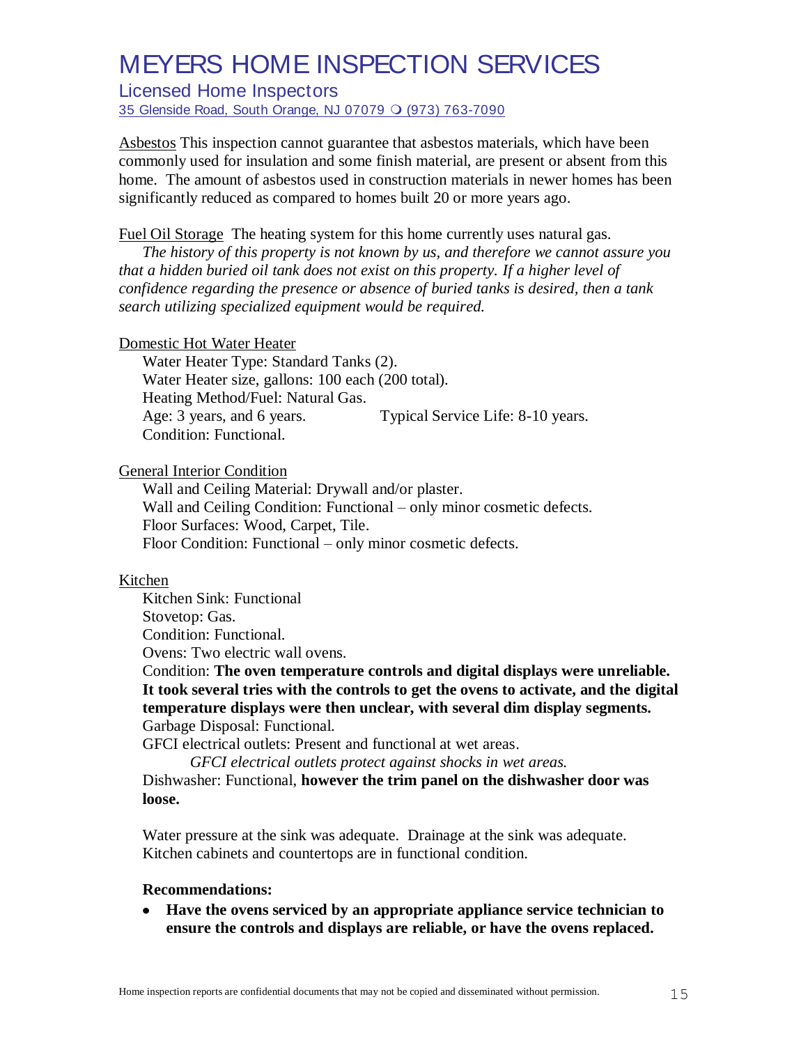Asbestos This inspection cannot guarantee that asbestos materials, which have been commonly used for insulation and some finish material, are present or absent from this home. The amount of asbestos used in construction materials in newer homes has been significantly reduced as compared to homes built 20 or more years ago.

Fuel Oil Storage The heating system for this home currently uses natural gas.

*The history of this property is not known by us, and therefore we cannot assure you that a hidden buried oil tank does not exist on this property. If a higher level of confidence regarding the presence or absence of buried tanks is desired, then a tank search utilizing specialized equipment would be required.*

Domestic Hot Water Heater

Water Heater Type: Standard Tanks (2).
Water Heater size, gallons: 100 each (200 total).
Heating Method/Fuel: Natural Gas.
Age: 3 years, and 6 years. Typical Service Life: 8-10 years.
Condition: Functional.

General Interior Condition

Wall and Ceiling Material: Drywall and/or plaster.
Wall and Ceiling Condition: Functional – only minor cosmetic defects.
Floor Surfaces: Wood, Carpet, Tile.
Floor Condition: Functional – only minor cosmetic defects.

Kitchen

Kitchen Sink: Functional
Stovetop: Gas.
Condition: Functional.
Ovens: Two electric wall ovens.
Condition: **The oven temperature controls and digital displays were unreliable. It took several tries with the controls to get the ovens to activate, and the digital temperature displays were then unclear, with several dim display segments.**
Garbage Disposal: Functional.
GFCI electrical outlets: Present and functional at wet areas.

*GFCI electrical outlets protect against shocks in wet areas.*

Dishwasher: Functional, **however the trim panel on the dishwasher door was loose.**

Water pressure at the sink was adequate. Drainage at the sink was adequate.
Kitchen cabinets and countertops are in functional condition.

**Recommendations:**

- **Have the ovens serviced by an appropriate appliance service technician to ensure the controls and displays are reliable, or have the ovens replaced.**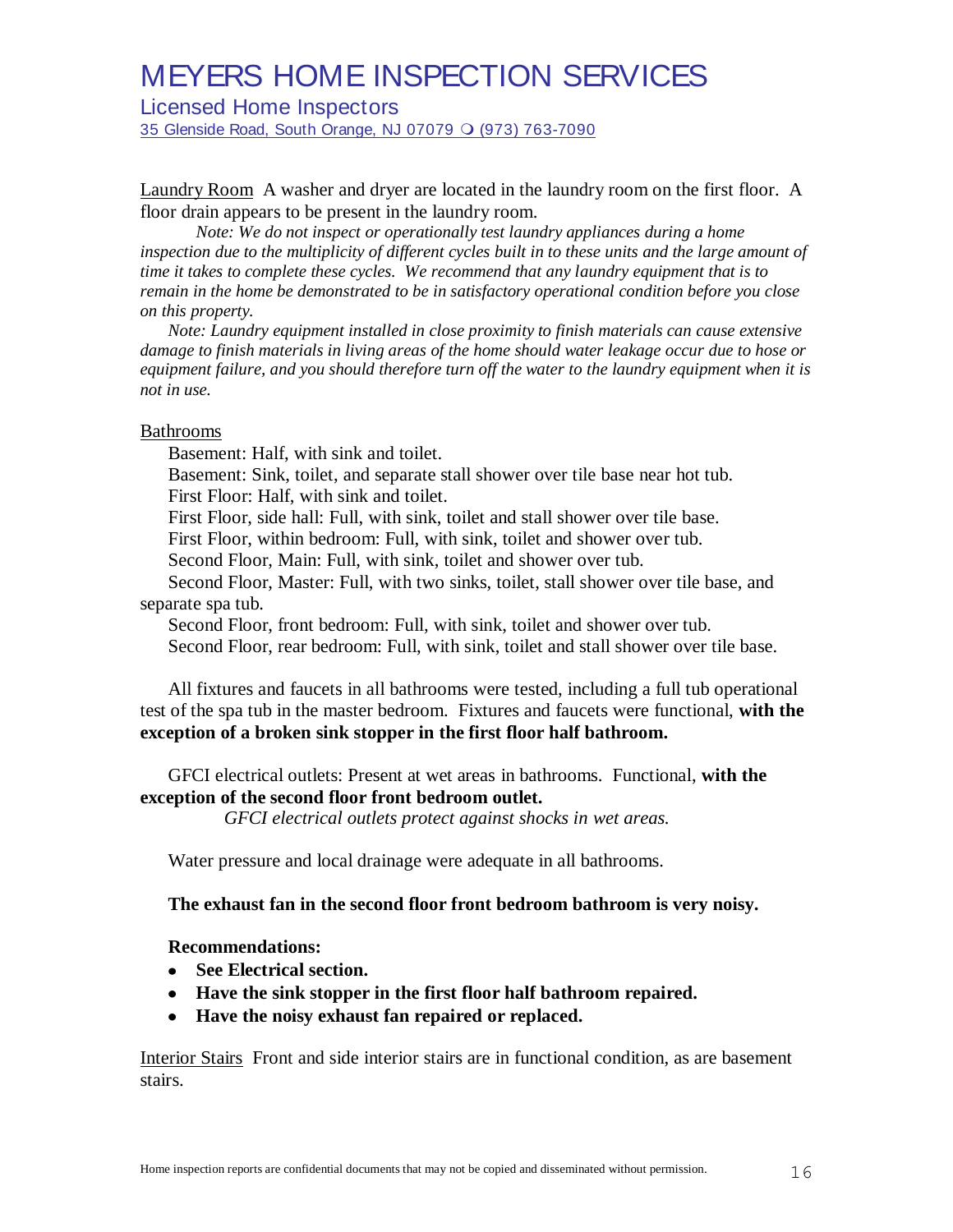Laundry Room A washer and dryer are located in the laundry room on the first floor. A floor drain appears to be present in the laundry room.

*Note: We do not inspect or operationally test laundry appliances during a home inspection due to the multiplicity of different cycles built in to these units and the large amount of time it takes to complete these cycles. We recommend that any laundry equipment that is to remain in the home be demonstrated to be in satisfactory operational condition before you close on this property.*

*Note: Laundry equipment installed in close proximity to finish materials can cause extensive damage to finish materials in living areas of the home should water leakage occur due to hose or equipment failure, and you should therefore turn off the water to the laundry equipment when it is not in use.*

Bathrooms

Basement: Half, with sink and toilet.

Basement: Sink, toilet, and separate stall shower over tile base near hot tub.

First Floor: Half, with sink and toilet.

First Floor, side hall: Full, with sink, toilet and stall shower over tile base.

First Floor, within bedroom: Full, with sink, toilet and shower over tub.

Second Floor, Main: Full, with sink, toilet and shower over tub.

Second Floor, Master: Full, with two sinks, toilet, stall shower over tile base, and separate spa tub.

Second Floor, front bedroom: Full, with sink, toilet and shower over tub.

Second Floor, rear bedroom: Full, with sink, toilet and stall shower over tile base.

All fixtures and faucets in all bathrooms were tested, including a full tub operational test of the spa tub in the master bedroom. Fixtures and faucets were functional, **with the exception of a broken sink stopper in the first floor half bathroom.**

GFCI electrical outlets: Present at wet areas in bathrooms. Functional, **with the exception of the second floor front bedroom outlet.**

*GFCI electrical outlets protect against shocks in wet areas.*

Water pressure and local drainage were adequate in all bathrooms.

**The exhaust fan in the second floor front bedroom bathroom is very noisy.**

**Recommendations:**

- **See Electrical section.**
- **Have the sink stopper in the first floor half bathroom repaired.**
- **Have the noisy exhaust fan repaired or replaced.**

Interior Stairs Front and side interior stairs are in functional condition, as are basement stairs.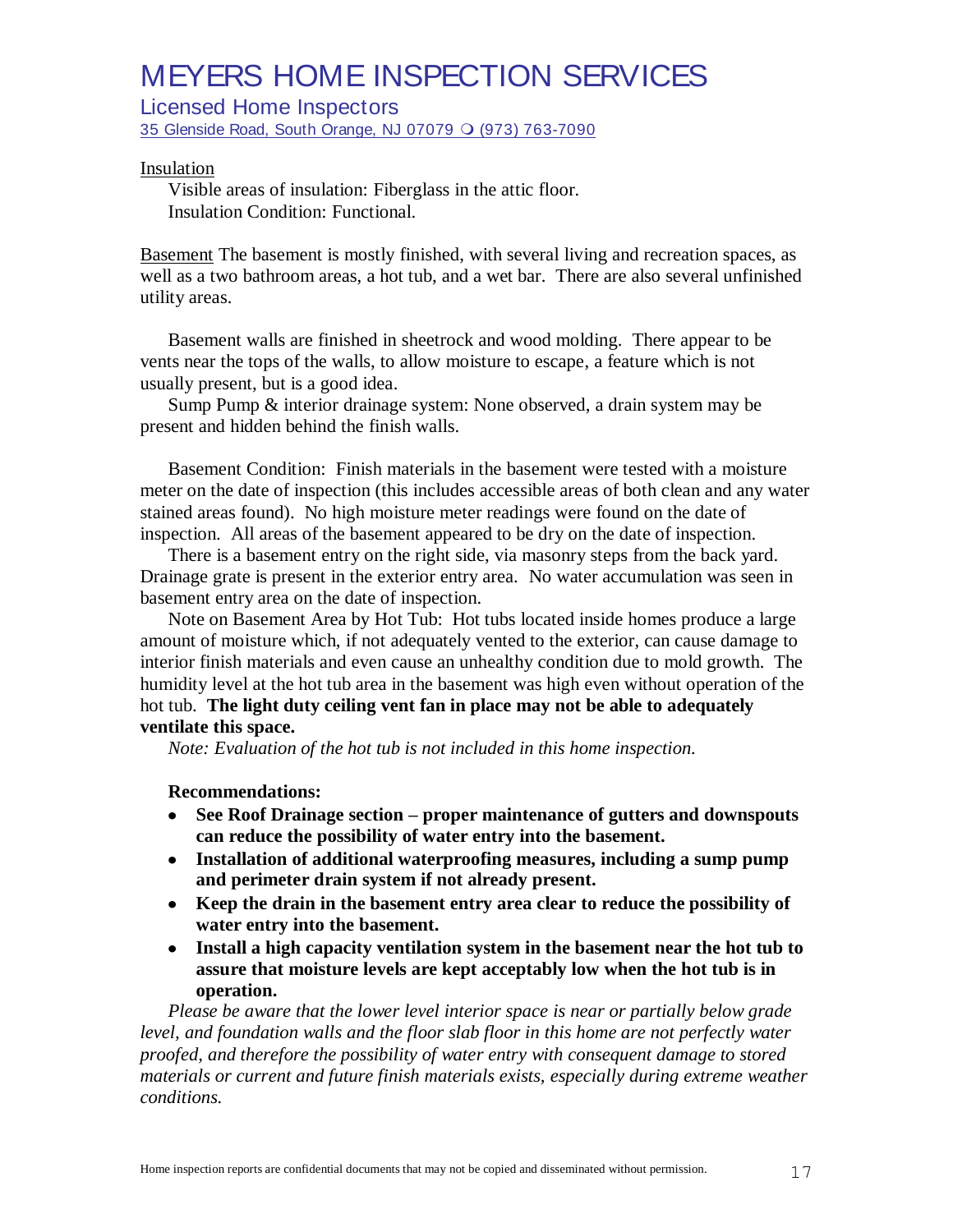Insulation

Visible areas of insulation: Fiberglass in the attic floor.
Insulation Condition: Functional.

Basement The basement is mostly finished, with several living and recreation spaces, as well as a two bathroom areas, a hot tub, and a wet bar. There are also several unfinished utility areas.

Basement walls are finished in sheetrock and wood molding. There appear to be vents near the tops of the walls, to allow moisture to escape, a feature which is not usually present, but is a good idea.

Sump Pump & interior drainage system: None observed, a drain system may be present and hidden behind the finish walls.

Basement Condition: Finish materials in the basement were tested with a moisture meter on the date of inspection (this includes accessible areas of both clean and any water stained areas found). No high moisture meter readings were found on the date of inspection. All areas of the basement appeared to be dry on the date of inspection.

There is a basement entry on the right side, via masonry steps from the back yard. Drainage grate is present in the exterior entry area. No water accumulation was seen in basement entry area on the date of inspection.

Note on Basement Area by Hot Tub: Hot tubs located inside homes produce a large amount of moisture which, if not adequately vented to the exterior, can cause damage to interior finish materials and even cause an unhealthy condition due to mold growth. The humidity level at the hot tub area in the basement was high even without operation of the hot tub. **The light duty ceiling vent fan in place may not be able to adequately ventilate this space.**

*Note: Evaluation of the hot tub is not included in this home inspection.*

**Recommendations:**

- **See Roof Drainage section – proper maintenance of gutters and downspouts can reduce the possibility of water entry into the basement.**
- **Installation of additional waterproofing measures, including a sump pump and perimeter drain system if not already present.**
- **Keep the drain in the basement entry area clear to reduce the possibility of water entry into the basement.**
- **Install a high capacity ventilation system in the basement near the hot tub to assure that moisture levels are kept acceptably low when the hot tub is in operation.**

*Please be aware that the lower level interior space is near or partially below grade level, and foundation walls and the floor slab floor in this home are not perfectly water proofed, and therefore the possibility of water entry with consequent damage to stored materials or current and future finish materials exists, especially during extreme weather conditions.*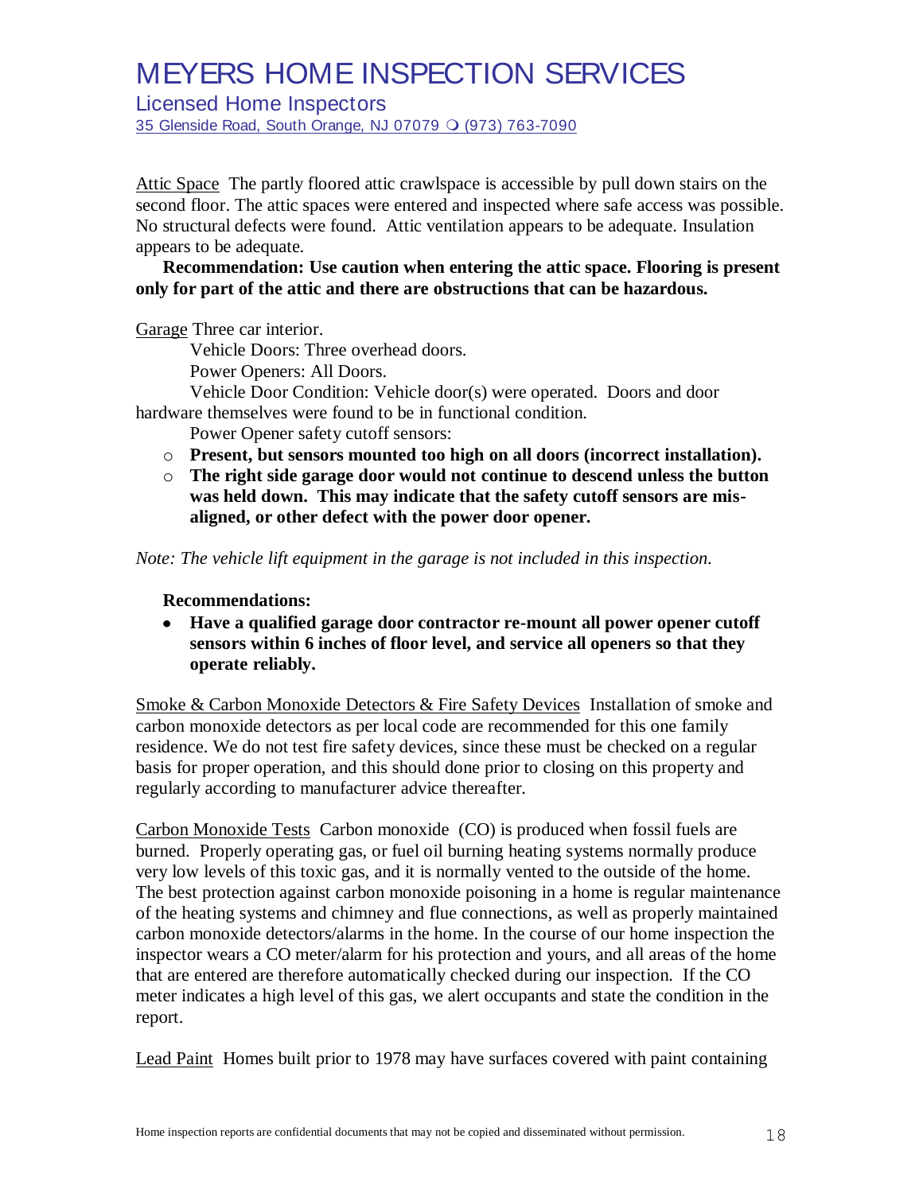Attic Space The partly floored attic crawlspace is accessible by pull down stairs on the second floor. The attic spaces were entered and inspected where safe access was possible. No structural defects were found. Attic ventilation appears to be adequate. Insulation appears to be adequate.

**Recommendation: Use caution when entering the attic space. Flooring is present only for part of the attic and there are obstructions that can be hazardous.**

Garage Three car interior.

Vehicle Doors: Three overhead doors.

Power Openers: All Doors.

Vehicle Door Condition: Vehicle door(s) were operated. Doors and door hardware themselves were found to be in functional condition.

Power Opener safety cutoff sensors:

- **Present, but sensors mounted too high on all doors (incorrect installation).**
- **The right side garage door would not continue to descend unless the button was held down. This may indicate that the safety cutoff sensors are mis-aligned, or other defect with the power door opener.**

*Note: The vehicle lift equipment in the garage is not included in this inspection.*

**Recommendations:**

- **Have a qualified garage door contractor re-mount all power opener cutoff sensors within 6 inches of floor level, and service all openers so that they operate reliably.**

Smoke & Carbon Monoxide Detectors & Fire Safety Devices Installation of smoke and carbon monoxide detectors as per local code are recommended for this one family residence. We do not test fire safety devices, since these must be checked on a regular basis for proper operation, and this should done prior to closing on this property and regularly according to manufacturer advice thereafter.

Carbon Monoxide Tests Carbon monoxide (CO) is produced when fossil fuels are burned. Properly operating gas, or fuel oil burning heating systems normally produce very low levels of this toxic gas, and it is normally vented to the outside of the home. The best protection against carbon monoxide poisoning in a home is regular maintenance of the heating systems and chimney and flue connections, as well as properly maintained carbon monoxide detectors/alarms in the home. In the course of our home inspection the inspector wears a CO meter/alarm for his protection and yours, and all areas of the home that are entered are therefore automatically checked during our inspection. If the CO meter indicates a high level of this gas, we alert occupants and state the condition in the report.

Lead Paint Homes built prior to 1978 may have surfaces covered with paint containing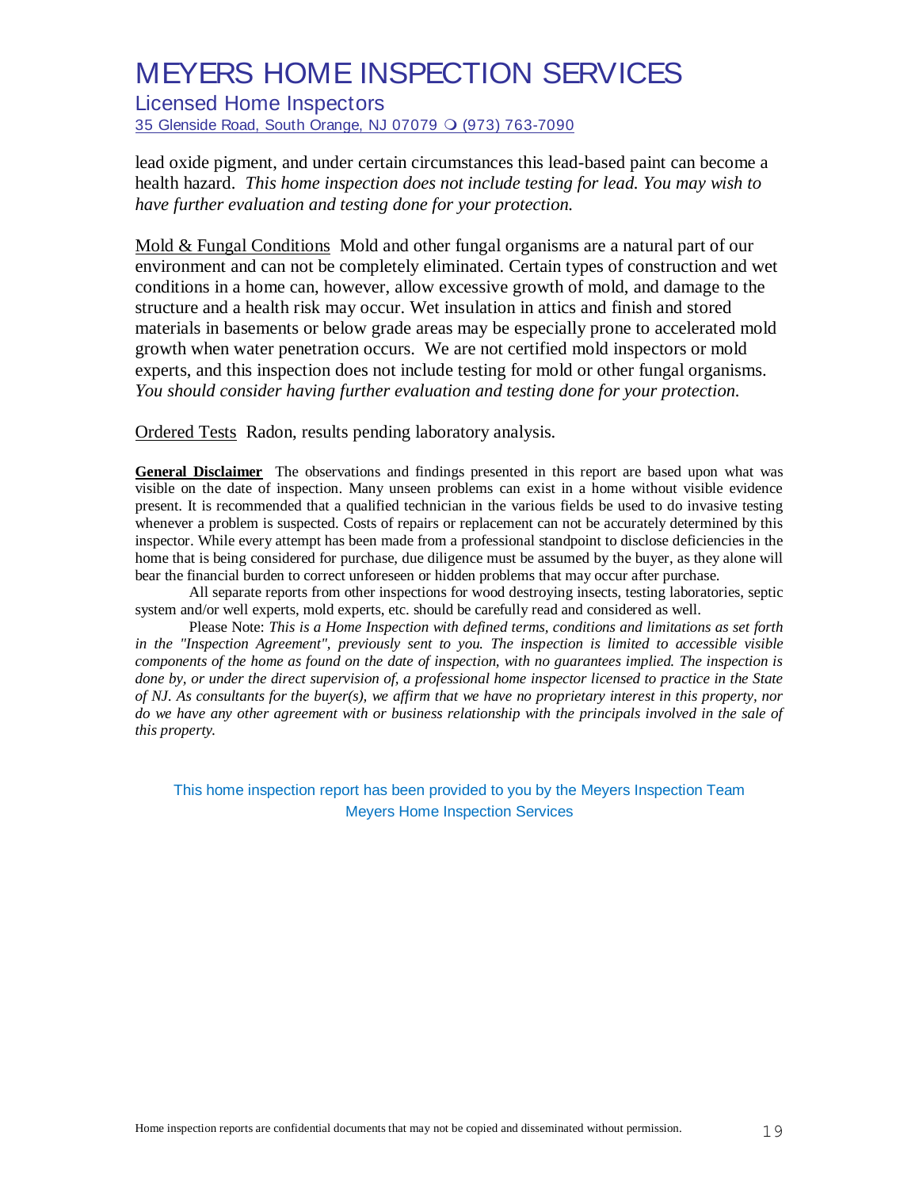lead oxide pigment, and under certain circumstances this lead-based paint can become a health hazard. *This home inspection does not include testing for lead. You may wish to have further evaluation and testing done for your protection.*

Mold & Fungal Conditions  Mold and other fungal organisms are a natural part of our environment and can not be completely eliminated. Certain types of construction and wet conditions in a home can, however, allow excessive growth of mold, and damage to the structure and a health risk may occur. Wet insulation in attics and finish and stored materials in basements or below grade areas may be especially prone to accelerated mold growth when water penetration occurs. We are not certified mold inspectors or mold experts, and this inspection does not include testing for mold or other fungal organisms. *You should consider having further evaluation and testing done for your protection.*

Ordered Tests  Radon, results pending laboratory analysis.

**General Disclaimer**  The observations and findings presented in this report are based upon what was visible on the date of inspection. Many unseen problems can exist in a home without visible evidence present. It is recommended that a qualified technician in the various fields be used to do invasive testing whenever a problem is suspected. Costs of repairs or replacement can not be accurately determined by this inspector. While every attempt has been made from a professional standpoint to disclose deficiencies in the home that is being considered for purchase, due diligence must be assumed by the buyer, as they alone will bear the financial burden to correct unforeseen or hidden problems that may occur after purchase.

All separate reports from other inspections for wood destroying insects, testing laboratories, septic system and/or well experts, mold experts, etc. should be carefully read and considered as well.

Please Note: *This is a Home Inspection with defined terms, conditions and limitations as set forth in the "Inspection Agreement", previously sent to you. The inspection is limited to accessible visible components of the home as found on the date of inspection, with no guarantees implied. The inspection is done by, or under the direct supervision of, a professional home inspector licensed to practice in the State of NJ. As consultants for the buyer(s), we affirm that we have no proprietary interest in this property, nor do we have any other agreement with or business relationship with the principals involved in the sale of this property.*

This home inspection report has been provided to you by the Meyers Inspection Team
Meyers Home Inspection Services